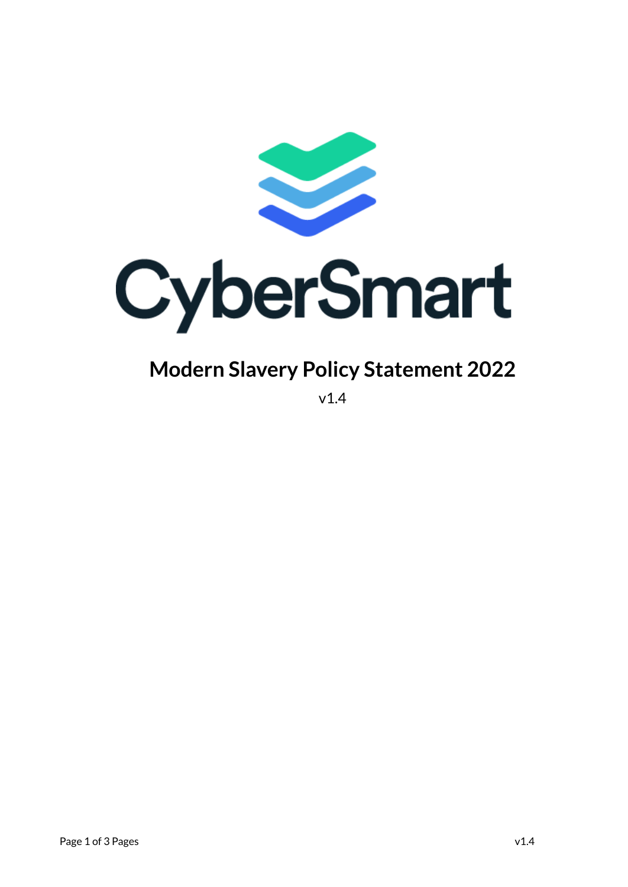CyberSmart

# Modern Slavery Policy Statement 2022

v1.4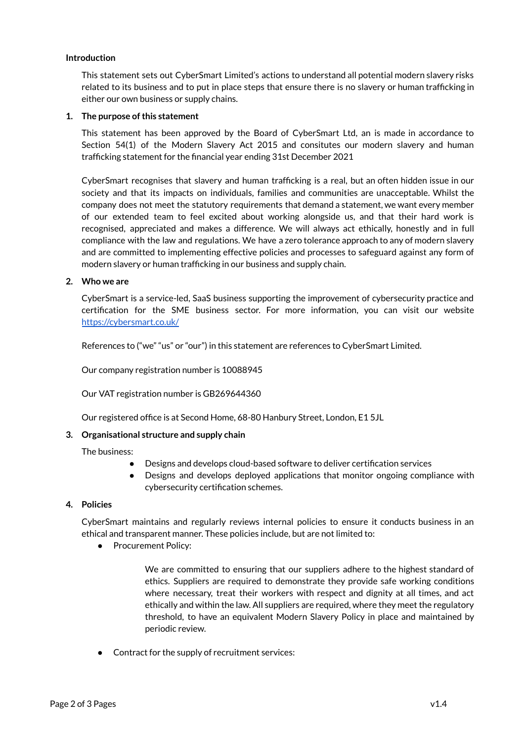**Introduction**

This statement sets out CyberSmart Limited's actions to understand all potential modern slavery risks related to its business and to put in place steps that ensure there is no slavery or human trafficking in either our own business or supply chains.

1. **The purpose of this statement**

   This statement has been approved by the Board of CyberSmart Ltd, an is made in accordance to Section 54(1) of the Modern Slavery Act 2015 and consitutes our modern slavery and human trafficking statement for the financial year ending 31st December 2021

   CyberSmart recognises that slavery and human trafficking is a real, but an often hidden issue in our society and that its impacts on individuals, families and communities are unacceptable. Whilst the company does not meet the statutory requirements that demand a statement, we want every member of our extended team to feel excited about working alongside us, and that their hard work is recognised, appreciated and makes a difference. We will always act ethically, honestly and in full compliance with the law and regulations. We have a zero tolerance approach to any of modern slavery and are committed to implementing effective policies and processes to safeguard against any form of modern slavery or human trafficking in our business and supply chain.

2. **Who we are**

   CyberSmart is a service-led, SaaS business supporting the improvement of cybersecurity practice and certification for the SME business sector. For more information, you can visit our website [https://cybersmart.co.uk/](https://cybersmart.co.uk/)

   References to ("we" "us" or "our") in this statement are references to CyberSmart Limited.

   Our company registration number is 10088945

   Our VAT registration number is GB269644360

   Our registered office is at Second Home, 68-80 Hanbury Street, London, E1 5JL

3. **Organisational structure and supply chain**

   The business:

   - Designs and develops cloud-based software to deliver certification services
   - Designs and develops deployed applications that monitor ongoing compliance with cybersecurity certification schemes.

4. **Policies**

   CyberSmart maintains and regularly reviews internal policies to ensure it conducts business in an ethical and transparent manner. These policies include, but are not limited to:

   - Procurement Policy:

     We are committed to ensuring that our suppliers adhere to the highest standard of ethics. Suppliers are required to demonstrate they provide safe working conditions where necessary, treat their workers with respect and dignity at all times, and act ethically and within the law. All suppliers are required, where they meet the regulatory threshold, to have an equivalent Modern Slavery Policy in place and maintained by periodic review.

   - Contract for the supply of recruitment services: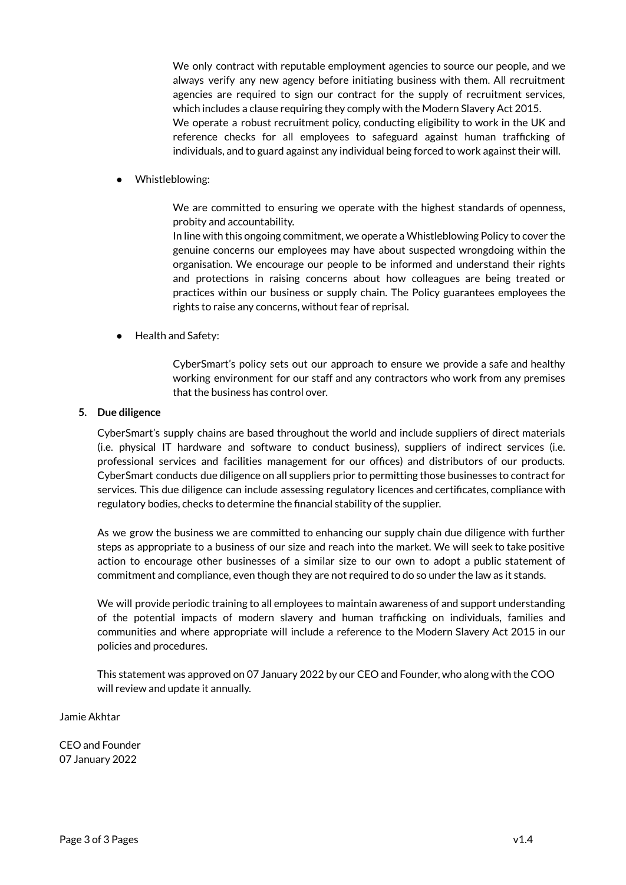We only contract with reputable employment agencies to source our people, and we always verify any new agency before initiating business with them. All recruitment agencies are required to sign our contract for the supply of recruitment services, which includes a clause requiring they comply with the Modern Slavery Act 2015.
We operate a robust recruitment policy, conducting eligibility to work in the UK and reference checks for all employees to safeguard against human trafficking of individuals, and to guard against any individual being forced to work against their will.

- Whistleblowing:

  We are committed to ensuring we operate with the highest standards of openness, probity and accountability.
  In line with this ongoing commitment, we operate a Whistleblowing Policy to cover the genuine concerns our employees may have about suspected wrongdoing within the organisation. We encourage our people to be informed and understand their rights and protections in raising concerns about how colleagues are being treated or practices within our business or supply chain. The Policy guarantees employees the rights to raise any concerns, without fear of reprisal.

- Health and Safety:

  CyberSmart's policy sets out our approach to ensure we provide a safe and healthy working environment for our staff and any contractors who work from any premises that the business has control over.

**5. Due diligence**

CyberSmart's supply chains are based throughout the world and include suppliers of direct materials (i.e. physical IT hardware and software to conduct business), suppliers of indirect services (i.e. professional services and facilities management for our offices) and distributors of our products. CyberSmart conducts due diligence on all suppliers prior to permitting those businesses to contract for services. This due diligence can include assessing regulatory licences and certificates, compliance with regulatory bodies, checks to determine the financial stability of the supplier.

As we grow the business we are committed to enhancing our supply chain due diligence with further steps as appropriate to a business of our size and reach into the market. We will seek to take positive action to encourage other businesses of a similar size to our own to adopt a public statement of commitment and compliance, even though they are not required to do so under the law as it stands.

We will provide periodic training to all employees to maintain awareness of and support understanding of the potential impacts of modern slavery and human trafficking on individuals, families and communities and where appropriate will include a reference to the Modern Slavery Act 2015 in our policies and procedures.

This statement was approved on 07 January 2022 by our CEO and Founder, who along with the COO will review and update it annually.

Jamie Akhtar

CEO and Founder
07 January 2022

v1.4